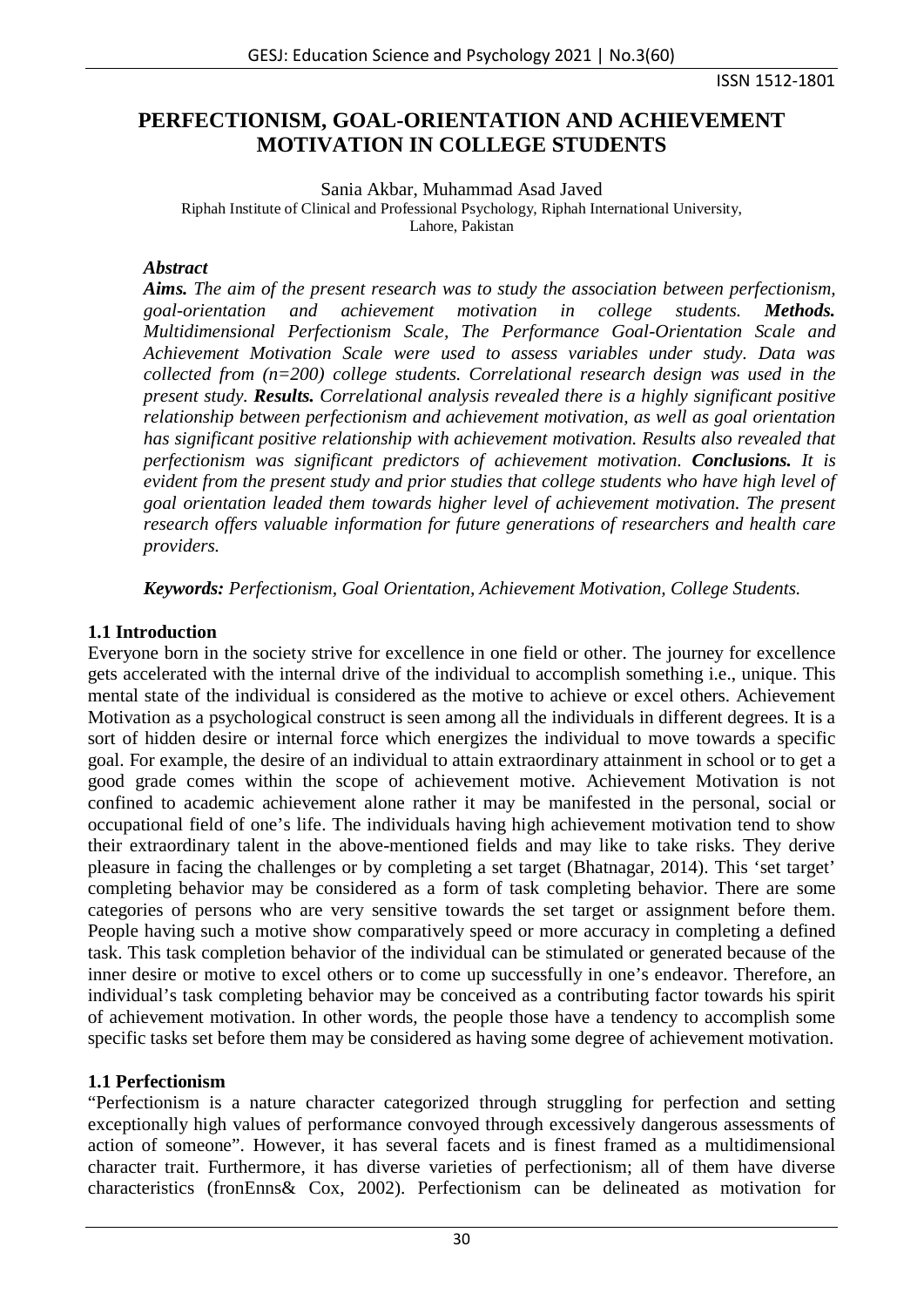# PERFECTIONISM, GOAL-ORIENTATION AND ACHIEVEMENT MOTIVATION IN COLLEGE STUDENTS

Sania Akbar, Muhammad Asad Javed

Riphah Institute of Clinical and Professional Psychology, Riphah International University, Lahore, Pakistan

### *Abstract*

***Aims.*** *The aim of the present research was to study the association between perfectionism, goal-orientation and achievement motivation in college students.* ***Methods.*** *Multidimensional Perfectionism Scale, The Performance Goal-Orientation Scale and Achievement Motivation Scale were used to assess variables under study. Data was collected from (n=200) college students. Correlational research design was used in the present study.* ***Results.*** *Correlational analysis revealed there is a highly significant positive relationship between perfectionism and achievement motivation, as well as goal orientation has significant positive relationship with achievement motivation. Results also revealed that perfectionism was significant predictors of achievement motivation.* ***Conclusions.*** *It is evident from the present study and prior studies that college students who have high level of goal orientation leaded them towards higher level of achievement motivation. The present research offers valuable information for future generations of researchers and health care providers.*

***Keywords:*** *Perfectionism, Goal Orientation, Achievement Motivation, College Students.*

## 1.1 Introduction

Everyone born in the society strive for excellence in one field or other. The journey for excellence gets accelerated with the internal drive of the individual to accomplish something i.e., unique. This mental state of the individual is considered as the motive to achieve or excel others. Achievement Motivation as a psychological construct is seen among all the individuals in different degrees. It is a sort of hidden desire or internal force which energizes the individual to move towards a specific goal. For example, the desire of an individual to attain extraordinary attainment in school or to get a good grade comes within the scope of achievement motive. Achievement Motivation is not confined to academic achievement alone rather it may be manifested in the personal, social or occupational field of one's life. The individuals having high achievement motivation tend to show their extraordinary talent in the above-mentioned fields and may like to take risks. They derive pleasure in facing the challenges or by completing a set target (Bhatnagar, 2014). This 'set target' completing behavior may be considered as a form of task completing behavior. There are some categories of persons who are very sensitive towards the set target or assignment before them. People having such a motive show comparatively speed or more accuracy in completing a defined task. This task completion behavior of the individual can be stimulated or generated because of the inner desire or motive to excel others or to come up successfully in one's endeavor. Therefore, an individual's task completing behavior may be conceived as a contributing factor towards his spirit of achievement motivation. In other words, the people those have a tendency to accomplish some specific tasks set before them may be considered as having some degree of achievement motivation.

## 1.1 Perfectionism

"Perfectionism is a nature character categorized through struggling for perfection and setting exceptionally high values of performance convoyed through excessively dangerous assessments of action of someone". However, it has several facets and is finest framed as a multidimensional character trait. Furthermore, it has diverse varieties of perfectionism; all of them have diverse characteristics (fronEnns& Cox, 2002). Perfectionism can be delineated as motivation for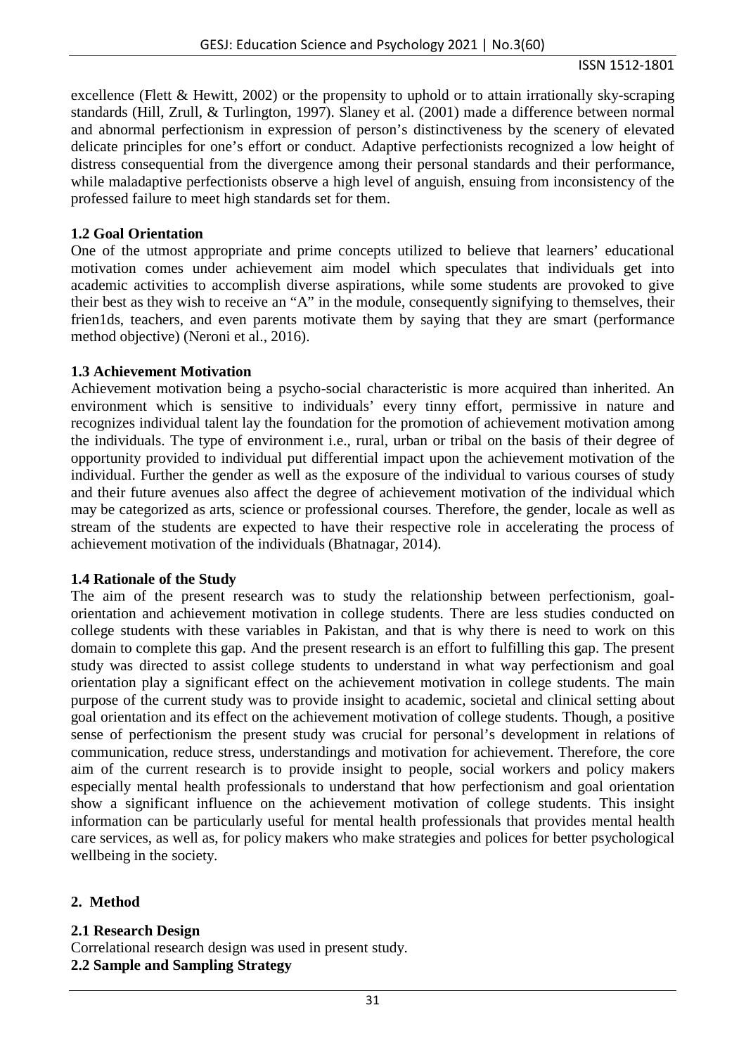excellence (Flett & Hewitt, 2002) or the propensity to uphold or to attain irrationally sky-scraping standards (Hill, Zrull, & Turlington, 1997). Slaney et al. (2001) made a difference between normal and abnormal perfectionism in expression of person's distinctiveness by the scenery of elevated delicate principles for one's effort or conduct. Adaptive perfectionists recognized a low height of distress consequential from the divergence among their personal standards and their performance, while maladaptive perfectionists observe a high level of anguish, ensuing from inconsistency of the professed failure to meet high standards set for them.

### 1.2 Goal Orientation

One of the utmost appropriate and prime concepts utilized to believe that learners' educational motivation comes under achievement aim model which speculates that individuals get into academic activities to accomplish diverse aspirations, while some students are provoked to give their best as they wish to receive an "A" in the module, consequently signifying to themselves, their frien1ds, teachers, and even parents motivate them by saying that they are smart (performance method objective) (Neroni et al., 2016).

### 1.3 Achievement Motivation

Achievement motivation being a psycho-social characteristic is more acquired than inherited. An environment which is sensitive to individuals' every tinny effort, permissive in nature and recognizes individual talent lay the foundation for the promotion of achievement motivation among the individuals. The type of environment i.e., rural, urban or tribal on the basis of their degree of opportunity provided to individual put differential impact upon the achievement motivation of the individual. Further the gender as well as the exposure of the individual to various courses of study and their future avenues also affect the degree of achievement motivation of the individual which may be categorized as arts, science or professional courses. Therefore, the gender, locale as well as stream of the students are expected to have their respective role in accelerating the process of achievement motivation of the individuals (Bhatnagar, 2014).

### 1.4 Rationale of the Study

The aim of the present research was to study the relationship between perfectionism, goal-orientation and achievement motivation in college students. There are less studies conducted on college students with these variables in Pakistan, and that is why there is need to work on this domain to complete this gap. And the present research is an effort to fulfilling this gap. The present study was directed to assist college students to understand in what way perfectionism and goal orientation play a significant effect on the achievement motivation in college students. The main purpose of the current study was to provide insight to academic, societal and clinical setting about goal orientation and its effect on the achievement motivation of college students. Though, a positive sense of perfectionism the present study was crucial for personal's development in relations of communication, reduce stress, understandings and motivation for achievement. Therefore, the core aim of the current research is to provide insight to people, social workers and policy makers especially mental health professionals to understand that how perfectionism and goal orientation show a significant influence on the achievement motivation of college students. This insight information can be particularly useful for mental health professionals that provides mental health care services, as well as, for policy makers who make strategies and polices for better psychological wellbeing in the society.

## 2. Method

### 2.1 Research Design

Correlational research design was used in present study.

### 2.2 Sample and Sampling Strategy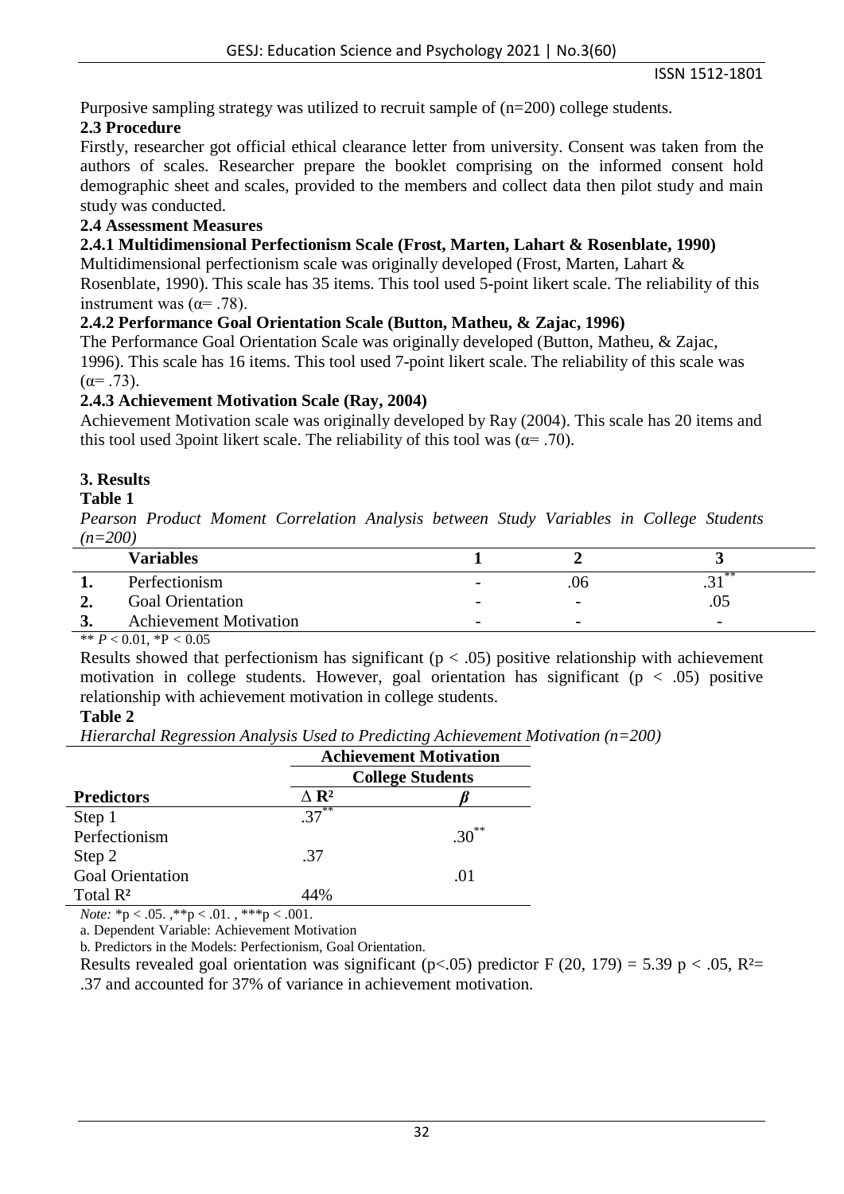Purposive sampling strategy was utilized to recruit sample of (n=200) college students.

### 2.3 Procedure

Firstly, researcher got official ethical clearance letter from university. Consent was taken from the authors of scales. Researcher prepare the booklet comprising on the informed consent hold demographic sheet and scales, provided to the members and collect data then pilot study and main study was conducted.

### 2.4 Assessment Measures

#### 2.4.1 Multidimensional Perfectionism Scale (Frost, Marten, Lahart & Rosenblate, 1990)

Multidimensional perfectionism scale was originally developed (Frost, Marten, Lahart & Rosenblate, 1990). This scale has 35 items. This tool used 5-point likert scale. The reliability of this instrument was ($\alpha$= .78).

#### 2.4.2 Performance Goal Orientation Scale (Button, Matheu, & Zajac, 1996)

The Performance Goal Orientation Scale was originally developed (Button, Matheu, & Zajac, 1996). This scale has 16 items. This tool used 7-point likert scale. The reliability of this scale was ($\alpha$= .73).

#### 2.4.3 Achievement Motivation Scale (Ray, 2004)

Achievement Motivation scale was originally developed by Ray (2004). This scale has 20 items and this tool used 3point likert scale. The reliability of this tool was ($\alpha$= .70).

## 3. Results

**Table 1**

*Pearson Product Moment Correlation Analysis between Study Variables in College Students (n=200)*

| | Variables | 1 | 2 | 3 |
|---|---|---|---|---|
| **1.** | Perfectionism | - | .06 | $.31^{**}$ |
| **2.** | Goal Orientation | - | - | .05 |
| **3.** | Achievement Motivation | - | - | - |

** $P < 0.01$, *$P < 0.05$

Results showed that perfectionism has significant ($p < .05$) positive relationship with achievement motivation in college students. However, goal orientation has significant ($p < .05$) positive relationship with achievement motivation in college students.

**Table 2**

*Hierarchal Regression Analysis Used to Predicting Achievement Motivation (n=200)*

| | Achievement Motivation | |
|---|---|---|
| | College Students | |
| **Predictors** | $\Delta R^2$ | $\beta$ |
| Step 1 | $.37^{**}$ | |
| Perfectionism | | $.30^{**}$ |
| Step 2 | .37 | |
| Goal Orientation | | .01 |
| Total $R^2$ | 44% | |

*Note:* *$p < .05.$ ,**$p < .01.$ , ***$p < .001.$

a. Dependent Variable: Achievement Motivation

b. Predictors in the Models: Perfectionism, Goal Orientation.

Results revealed goal orientation was significant ($p<.05$) predictor $F (20, 179) = 5.39$ $p < .05$, $R^2$= .37 and accounted for 37% of variance in achievement motivation.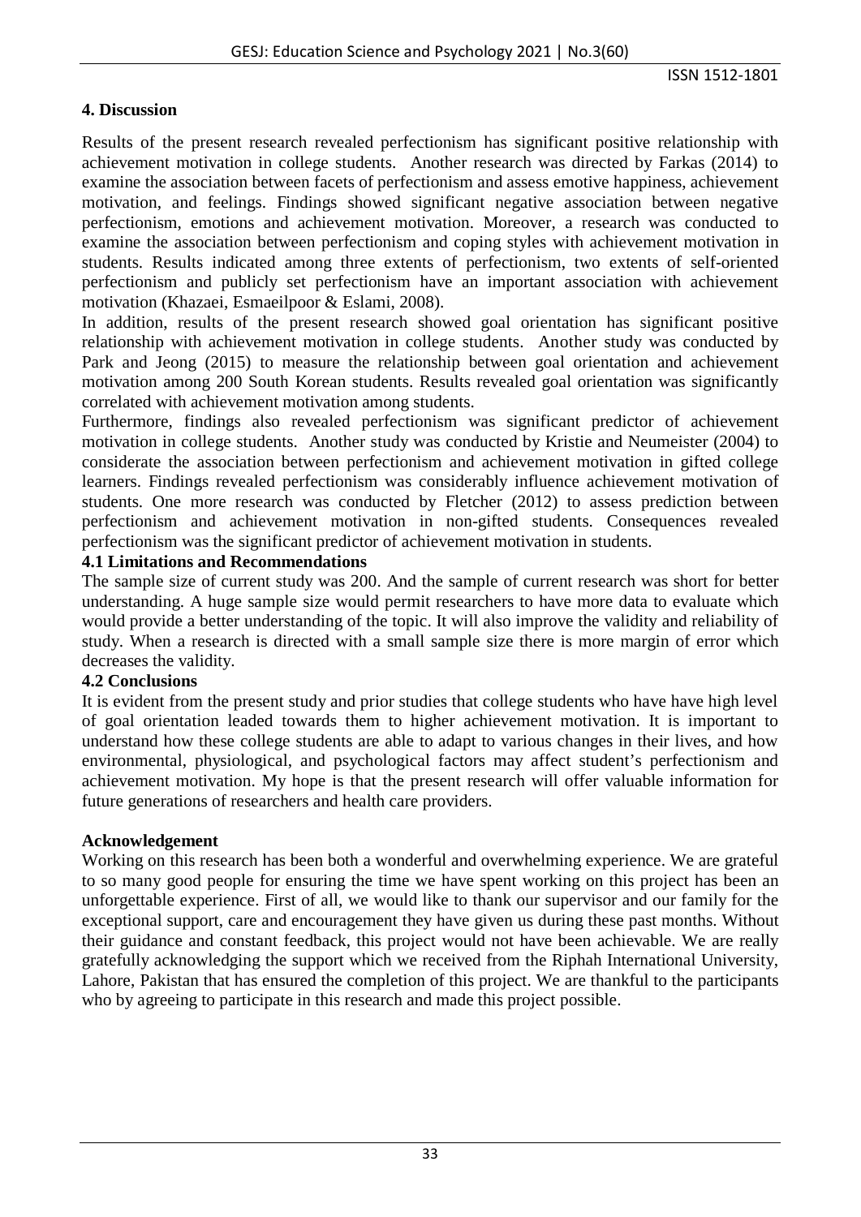## 4. Discussion

Results of the present research revealed perfectionism has significant positive relationship with achievement motivation in college students. Another research was directed by Farkas (2014) to examine the association between facets of perfectionism and assess emotive happiness, achievement motivation, and feelings. Findings showed significant negative association between negative perfectionism, emotions and achievement motivation. Moreover, a research was conducted to examine the association between perfectionism and coping styles with achievement motivation in students. Results indicated among three extents of perfectionism, two extents of self-oriented perfectionism and publicly set perfectionism have an important association with achievement motivation (Khazaei, Esmaeilpoor & Eslami, 2008).

In addition, results of the present research showed goal orientation has significant positive relationship with achievement motivation in college students. Another study was conducted by Park and Jeong (2015) to measure the relationship between goal orientation and achievement motivation among 200 South Korean students. Results revealed goal orientation was significantly correlated with achievement motivation among students.

Furthermore, findings also revealed perfectionism was significant predictor of achievement motivation in college students. Another study was conducted by Kristie and Neumeister (2004) to considerate the association between perfectionism and achievement motivation in gifted college learners. Findings revealed perfectionism was considerably influence achievement motivation of students. One more research was conducted by Fletcher (2012) to assess prediction between perfectionism and achievement motivation in non-gifted students. Consequences revealed perfectionism was the significant predictor of achievement motivation in students.

### 4.1 Limitations and Recommendations

The sample size of current study was 200. And the sample of current research was short for better understanding. A huge sample size would permit researchers to have more data to evaluate which would provide a better understanding of the topic. It will also improve the validity and reliability of study. When a research is directed with a small sample size there is more margin of error which decreases the validity.

### 4.2 Conclusions

It is evident from the present study and prior studies that college students who have have high level of goal orientation leaded towards them to higher achievement motivation. It is important to understand how these college students are able to adapt to various changes in their lives, and how environmental, physiological, and psychological factors may affect student's perfectionism and achievement motivation. My hope is that the present research will offer valuable information for future generations of researchers and health care providers.

## Acknowledgement

Working on this research has been both a wonderful and overwhelming experience. We are grateful to so many good people for ensuring the time we have spent working on this project has been an unforgettable experience. First of all, we would like to thank our supervisor and our family for the exceptional support, care and encouragement they have given us during these past months. Without their guidance and constant feedback, this project would not have been achievable. We are really gratefully acknowledging the support which we received from the Riphah International University, Lahore, Pakistan that has ensured the completion of this project. We are thankful to the participants who by agreeing to participate in this research and made this project possible.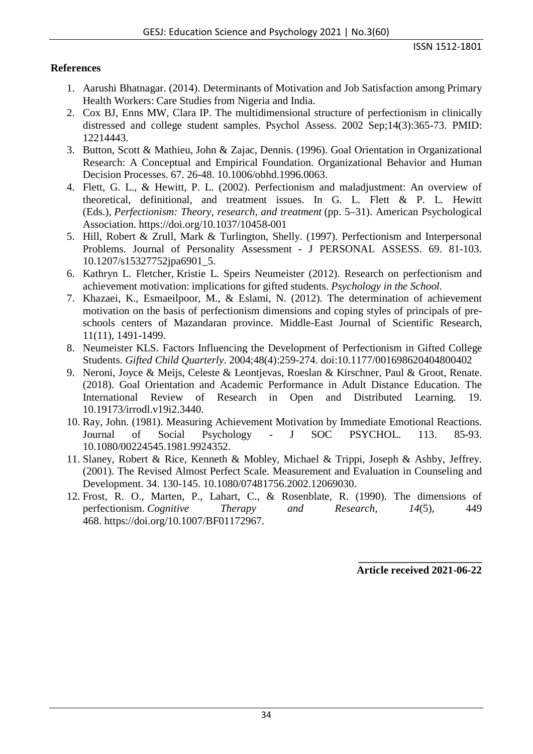**References**

1. Aarushi Bhatnagar. (2014). Determinants of Motivation and Job Satisfaction among Primary Health Workers: Care Studies from Nigeria and India.
2. Cox BJ, Enns MW, Clara IP. The multidimensional structure of perfectionism in clinically distressed and college student samples. Psychol Assess. 2002 Sep;14(3):365-73. PMID: 12214443.
3. Button, Scott & Mathieu, John & Zajac, Dennis. (1996). Goal Orientation in Organizational Research: A Conceptual and Empirical Foundation. Organizational Behavior and Human Decision Processes. 67. 26-48. 10.1006/obhd.1996.0063.
4. Flett, G. L., & Hewitt, P. L. (2002). Perfectionism and maladjustment: An overview of theoretical, definitional, and treatment issues. In G. L. Flett & P. L. Hewitt (Eds.), *Perfectionism: Theory, research, and treatment* (pp. 5–31). American Psychological Association. https://doi.org/10.1037/10458-001
5. Hill, Robert & Zrull, Mark & Turlington, Shelly. (1997). Perfectionism and Interpersonal Problems. Journal of Personality Assessment - J PERSONAL ASSESS. 69. 81-103. 10.1207/s15327752jpa6901_5.
6. Kathryn L. Fletcher, Kristie L. Speirs Neumeister (2012). Research on perfectionism and achievement motivation: implications for gifted students. *Psychology in the School*.
7. Khazaei, K., Esmaeilpoor, M., & Eslami, N. (2012). The determination of achievement motivation on the basis of perfectionism dimensions and coping styles of principals of pre-schools centers of Mazandaran province. Middle-East Journal of Scientific Research, 11(11), 1491-1499.
8. Neumeister KLS. Factors Influencing the Development of Perfectionism in Gifted College Students. *Gifted Child Quarterly*. 2004;48(4):259-274. doi:10.1177/001698620404800402
9. Neroni, Joyce & Meijs, Celeste & Leontjevas, Roeslan & Kirschner, Paul & Groot, Renate. (2018). Goal Orientation and Academic Performance in Adult Distance Education. The International Review of Research in Open and Distributed Learning. 19. 10.19173/irrodl.v19i2.3440.
10. Ray, John. (1981). Measuring Achievement Motivation by Immediate Emotional Reactions. Journal of Social Psychology - J SOC PSYCHOL. 113. 85-93. 10.1080/00224545.1981.9924352.
11. Slaney, Robert & Rice, Kenneth & Mobley, Michael & Trippi, Joseph & Ashby, Jeffrey. (2001). The Revised Almost Perfect Scale. Measurement and Evaluation in Counseling and Development. 34. 130-145. 10.1080/07481756.2002.12069030.
12. Frost, R. O., Marten, P., Lahart, C., & Rosenblate, R. (1990). The dimensions of perfectionism. *Cognitive Therapy and Research, 14*(5), 449 468. https://doi.org/10.1007/BF01172967.

**Article received 2021-06-22**